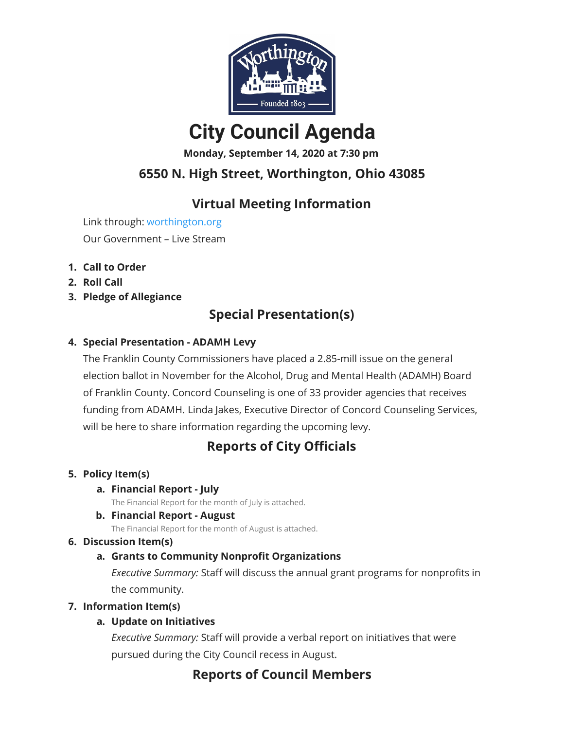# City Council Agenda

**Monday, September 14, 2020 at 7:30 pm**

## 6550 N. High Street, Worthington, Ohio 43085

## Virtual Meeting Information

Link through: worthington.org

Our Government – Live Stream

1. **Call to Order**
2. **Roll Call**
3. **Pledge of Allegiance**

## Special Presentation(s)

4. **Special Presentation - ADAMH Levy**

   The Franklin County Commissioners have placed a 2.85-mill issue on the general election ballot in November for the Alcohol, Drug and Mental Health (ADAMH) Board of Franklin County. Concord Counseling is one of 33 provider agencies that receives funding from ADAMH. Linda Jakes, Executive Director of Concord Counseling Services, will be here to share information regarding the upcoming levy.

## Reports of City Officials

5. **Policy Item(s)**
   a. **Financial Report - July**

      The Financial Report for the month of July is attached.

   b. **Financial Report - August**

      The Financial Report for the month of August is attached.

6. **Discussion Item(s)**
   a. **Grants to Community Nonprofit Organizations**

      *Executive Summary:* Staff will discuss the annual grant programs for nonprofits in the community.

7. **Information Item(s)**
   a. **Update on Initiatives**

      *Executive Summary:* Staff will provide a verbal report on initiatives that were pursued during the City Council recess in August.

## Reports of Council Members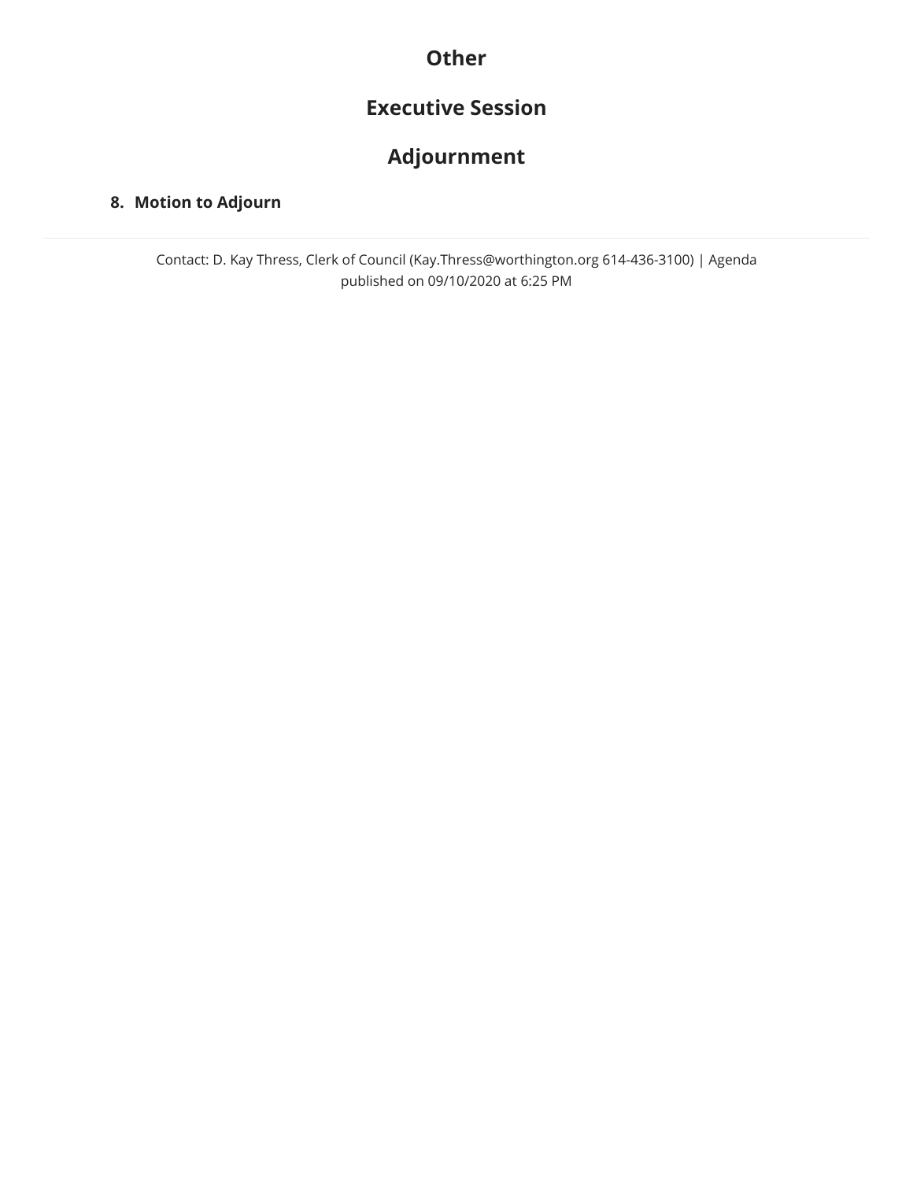## Other

## Executive Session

## Adjournment

**8. Motion to Adjourn**

---

Contact: D. Kay Thress, Clerk of Council (Kay.Thress@worthington.org 614-436-3100) | Agenda published on 09/10/2020 at 6:25 PM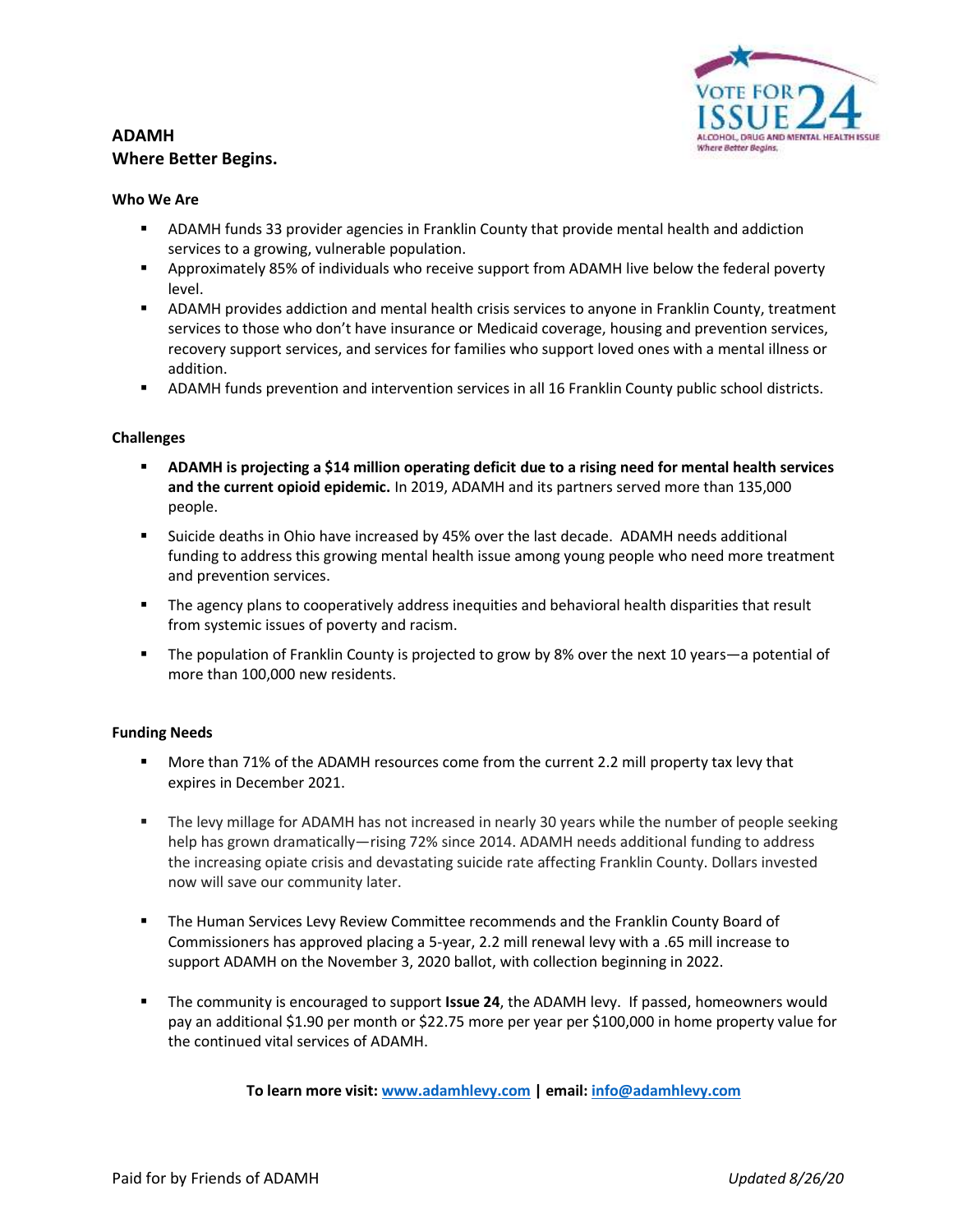VOTE FOR ISSUE 24
ALCOHOL, DRUG AND MENTAL HEALTH ISSUE
*Where Better Begins.*

## ADAMH
## Where Better Begins.

### Who We Are

- ADAMH funds 33 provider agencies in Franklin County that provide mental health and addiction services to a growing, vulnerable population.
- Approximately 85% of individuals who receive support from ADAMH live below the federal poverty level.
- ADAMH provides addiction and mental health crisis services to anyone in Franklin County, treatment services to those who don't have insurance or Medicaid coverage, housing and prevention services, recovery support services, and services for families who support loved ones with a mental illness or addition.
- ADAMH funds prevention and intervention services in all 16 Franklin County public school districts.

### Challenges

- **ADAMH is projecting a $14 million operating deficit due to a rising need for mental health services and the current opioid epidemic.** In 2019, ADAMH and its partners served more than 135,000 people.
- Suicide deaths in Ohio have increased by 45% over the last decade. ADAMH needs additional funding to address this growing mental health issue among young people who need more treatment and prevention services.
- The agency plans to cooperatively address inequities and behavioral health disparities that result from systemic issues of poverty and racism.
- The population of Franklin County is projected to grow by 8% over the next 10 years—a potential of more than 100,000 new residents.

### Funding Needs

- More than 71% of the ADAMH resources come from the current 2.2 mill property tax levy that expires in December 2021.
- The levy millage for ADAMH has not increased in nearly 30 years while the number of people seeking help has grown dramatically—rising 72% since 2014. ADAMH needs additional funding to address the increasing opiate crisis and devastating suicide rate affecting Franklin County. Dollars invested now will save our community later.
- The Human Services Levy Review Committee recommends and the Franklin County Board of Commissioners has approved placing a 5-year, 2.2 mill renewal levy with a .65 mill increase to support ADAMH on the November 3, 2020 ballot, with collection beginning in 2022.
- The community is encouraged to support **Issue 24**, the ADAMH levy. If passed, homeowners would pay an additional $1.90 per month or $22.75 more per year per $100,000 in home property value for the continued vital services of ADAMH.

**To learn more visit: [www.adamhlevy.com](http://www.adamhlevy.com) | email: [info@adamhlevy.com](mailto:info@adamhlevy.com)**

Paid for by Friends of ADAMH

*Updated 8/26/20*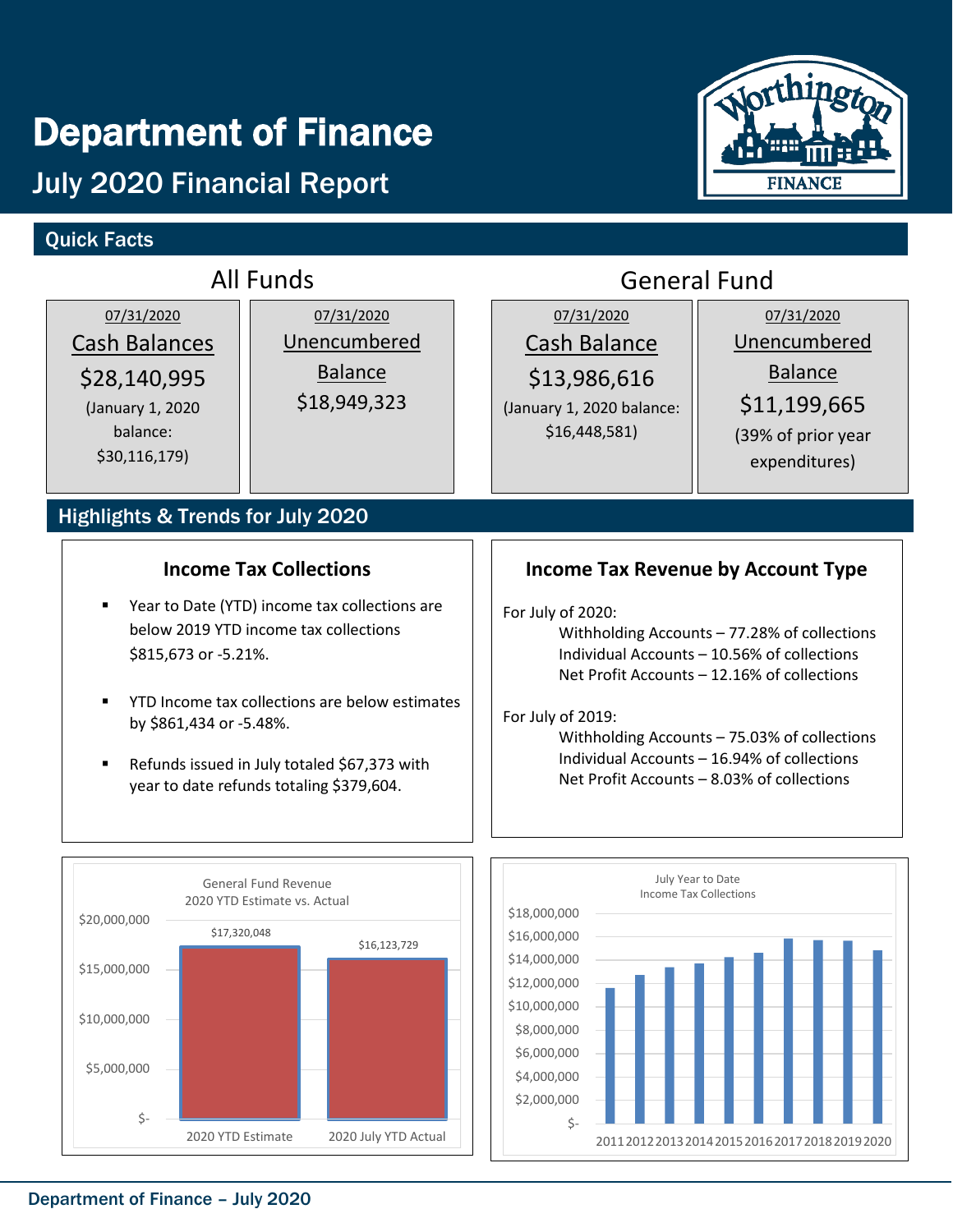# Department of Finance

## July 2020 Financial Report

### Quick Facts

#### All Funds

**07/31/2020**
**Cash Balances**
$28,140,995
(January 1, 2020 balance: $30,116,179)

**07/31/2020**
**Unencumbered Balance**
$18,949,323

#### General Fund

**07/31/2020**
**Cash Balance**
$13,986,616
(January 1, 2020 balance: $16,448,581)

**07/31/2020**
**Unencumbered Balance**
$11,199,665
(39% of prior year expenditures)

### Highlights & Trends for July 2020

#### Income Tax Collections

- Year to Date (YTD) income tax collections are below 2019 YTD income tax collections $815,673 or -5.21%.
- YTD Income tax collections are below estimates by $861,434 or -5.48%.
- Refunds issued in July totaled $67,373 with year to date refunds totaling $379,604.

#### Income Tax Revenue by Account Type

For July of 2020:
- Withholding Accounts – 77.28% of collections
- Individual Accounts – 10.56% of collections
- Net Profit Accounts – 12.16% of collections

For July of 2019:
- Withholding Accounts – 75.03% of collections
- Individual Accounts – 16.94% of collections
- Net Profit Accounts – 8.03% of collections

General Fund Revenue
2020 YTD Estimate vs. Actual

| | Amount |
|---|---|
| 2020 YTD Estimate | $17,320,048 |
| 2020 July YTD Actual | $16,123,729 |

July Year to Date
Income Tax Collections

(Bar chart, years 2011–2020, y-axis $- to $18,000,000)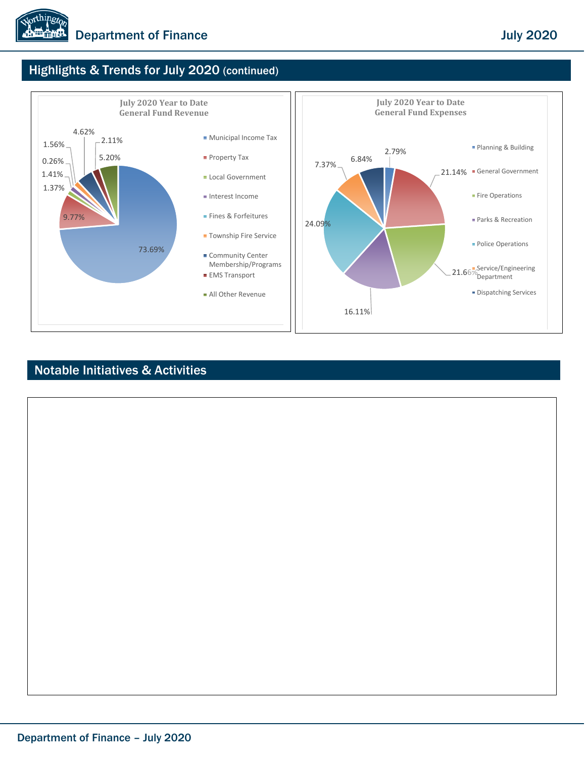## Highlights & Trends for July 2020 (continued)

**July 2020 Year to Date General Fund Revenue**

| Category | Percentage |
| --- | --- |
| Municipal Income Tax | 73.69% |
| Property Tax | 9.77% |
| Local Government | 1.37% |
| Interest Income | 1.41% |
| Fines & Forfeitures | 0.26% |
| Township Fire Service | 1.56% |
| Community Center Membership/Programs | 4.62% |
| EMS Transport | 2.11% |
| All Other Revenue | 5.20% |

**July 2020 Year to Date General Fund Expenses**

| Category | Percentage |
| --- | --- |
| Planning & Building | 2.79% |
| General Government | 21.14% |
| Fire Operations | 21.66% |
| Parks & Recreation | 16.11% |
| Police Operations | 24.09% |
| Service/Engineering Department | 7.37% |
| Dispatching Services | 6.84% |

## Notable Initiatives & Activities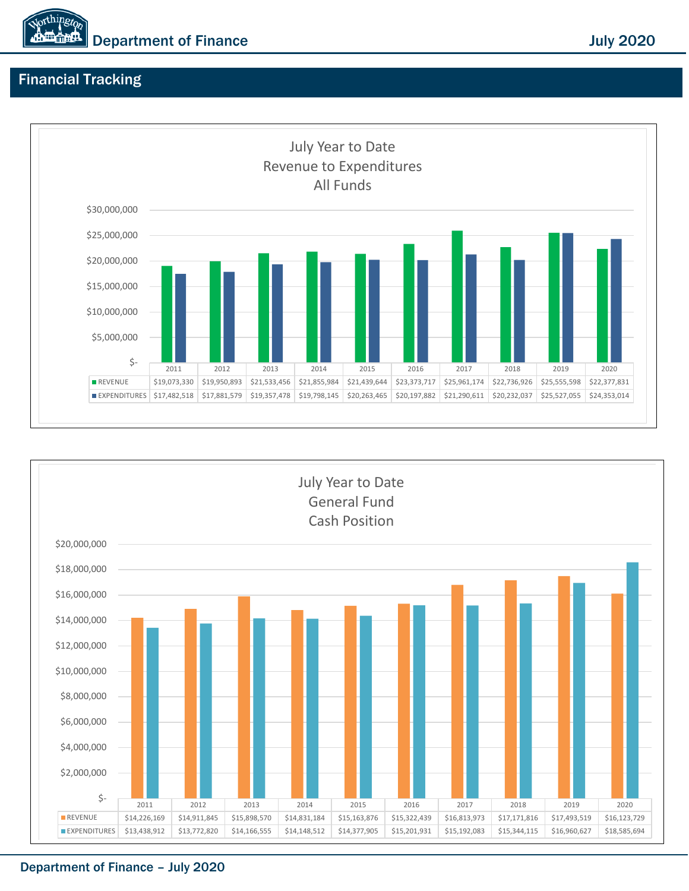## Financial Tracking

**July Year to Date Revenue to Expenditures All Funds**

| | 2011 | 2012 | 2013 | 2014 | 2015 | 2016 | 2017 | 2018 | 2019 | 2020 |
|---|---|---|---|---|---|---|---|---|---|---|
| REVENUE | $19,073,330 | $19,950,893 | $21,533,456 | $21,855,984 | $21,439,644 | $23,373,717 | $25,961,174 | $22,736,926 | $25,555,598 | $22,377,831 |
| EXPENDITURES | $17,482,518 | $17,881,579 | $19,357,478 | $19,798,145 | $20,263,465 | $20,197,882 | $21,290,611 | $20,232,037 | $25,527,055 | $24,353,014 |

**July Year to Date General Fund Cash Position**

| | 2011 | 2012 | 2013 | 2014 | 2015 | 2016 | 2017 | 2018 | 2019 | 2020 |
|---|---|---|---|---|---|---|---|---|---|---|
| REVENUE | $14,226,169 | $14,911,845 | $15,898,570 | $14,831,184 | $15,163,876 | $15,322,439 | $16,813,973 | $17,171,816 | $17,493,519 | $16,123,729 |
| EXPENDITURES | $13,438,912 | $13,772,820 | $14,166,555 | $14,148,512 | $14,377,905 | $15,201,931 | $15,192,083 | $15,344,115 | $16,960,627 | $18,585,694 |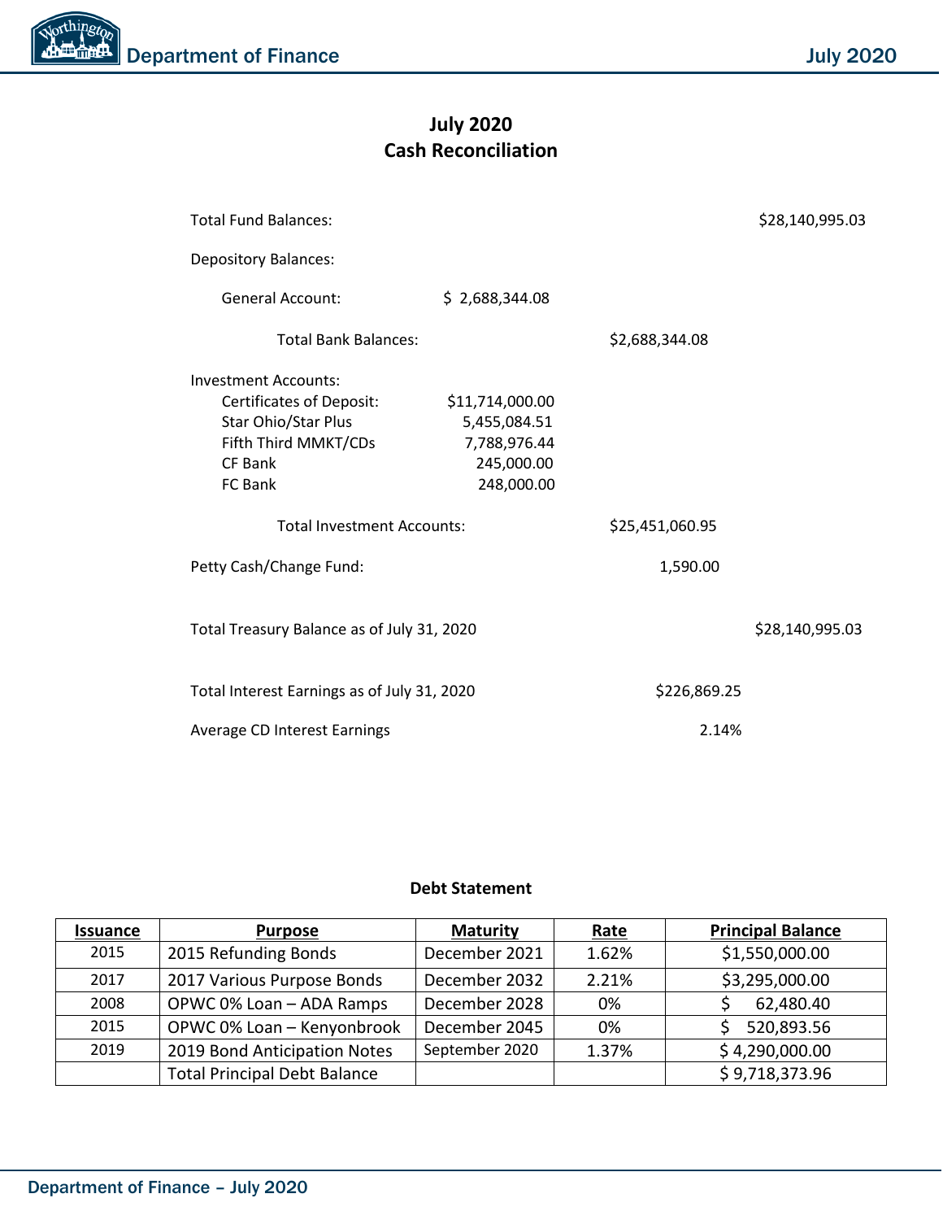# July 2020
# Cash Reconciliation

| | | | |
|---|---|---|---|
| Total Fund Balances: | | | $28,140,995.03 |
| Depository Balances: | | | |
| General Account: | $ 2,688,344.08 | | |
| Total Bank Balances: | | $2,688,344.08 | |
| Investment Accounts: | | | |
| Certificates of Deposit: | $11,714,000.00 | | |
| Star Ohio/Star Plus | 5,455,084.51 | | |
| Fifth Third MMKT/CDs | 7,788,976.44 | | |
| CF Bank | 245,000.00 | | |
| FC Bank | 248,000.00 | | |
| Total Investment Accounts: | | $25,451,060.95 | |
| Petty Cash/Change Fund: | | 1,590.00 | |
| Total Treasury Balance as of July 31, 2020 | | | $28,140,995.03 |
| Total Interest Earnings as of July 31, 2020 | | $226,869.25 | |
| Average CD Interest Earnings | | 2.14% | |

## Debt Statement

| Issuance | Purpose | Maturity | Rate | Principal Balance |
|---|---|---|---|---|
| 2015 | 2015 Refunding Bonds | December 2021 | 1.62% | $1,550,000.00 |
| 2017 | 2017 Various Purpose Bonds | December 2032 | 2.21% | $3,295,000.00 |
| 2008 | OPWC 0% Loan – ADA Ramps | December 2028 | 0% | $ 62,480.40 |
| 2015 | OPWC 0% Loan – Kenyonbrook | December 2045 | 0% | $ 520,893.56 |
| 2019 | 2019 Bond Anticipation Notes | September 2020 | 1.37% | $ 4,290,000.00 |
| | Total Principal Debt Balance | | | $ 9,718,373.96 |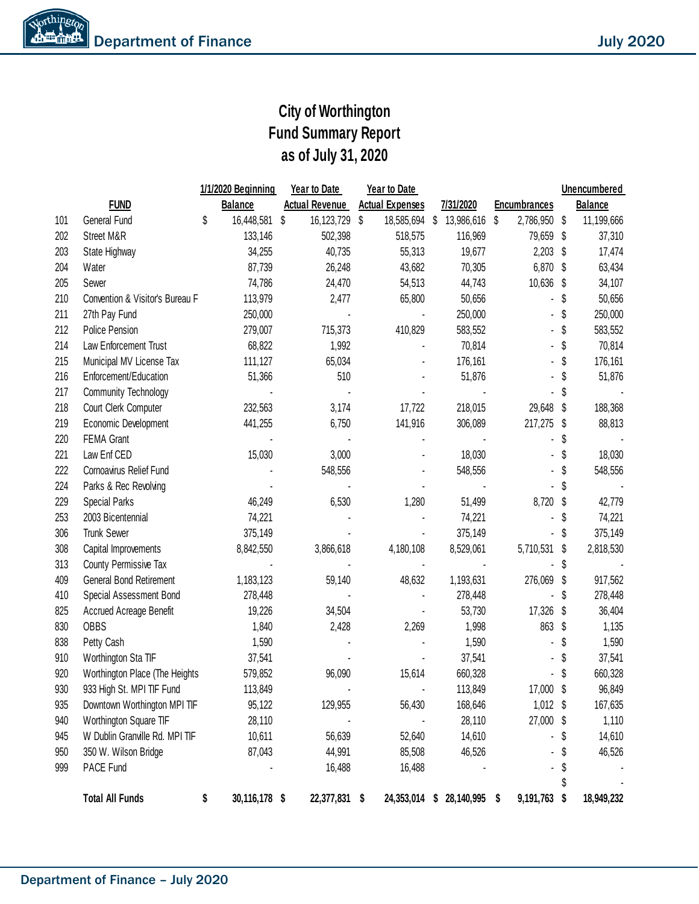# City of Worthington
## Fund Summary Report
## as of July 31, 2020

| | FUND | 1/1/2020 Beginning Balance | Year to Date Actual Revenue | Year to Date Actual Expenses | 7/31/2020 | Encumbrances | Unencumbered Balance |
|---|---|---|---|---|---|---|---|
| 101 | General Fund | $ 16,448,581 | $ 16,123,729 | $ 18,585,694 | $ 13,986,616 | $ 2,786,950 | $ 11,199,666 |
| 202 | Street M&R | 133,146 | 502,398 | 518,575 | 116,969 | 79,659 | $ 37,310 |
| 203 | State Highway | 34,255 | 40,735 | 55,313 | 19,677 | 2,203 | $ 17,474 |
| 204 | Water | 87,739 | 26,248 | 43,682 | 70,305 | 6,870 | $ 63,434 |
| 205 | Sewer | 74,786 | 24,470 | 54,513 | 44,743 | 10,636 | $ 34,107 |
| 210 | Convention & Visitor's Bureau F | 113,979 | 2,477 | 65,800 | 50,656 | - | $ 50,656 |
| 211 | 27th Pay Fund | 250,000 | - | - | 250,000 | - | $ 250,000 |
| 212 | Police Pension | 279,007 | 715,373 | 410,829 | 583,552 | - | $ 583,552 |
| 214 | Law Enforcement Trust | 68,822 | 1,992 | - | 70,814 | - | $ 70,814 |
| 215 | Municipal MV License Tax | 111,127 | 65,034 | - | 176,161 | - | $ 176,161 |
| 216 | Enforcement/Education | 51,366 | 510 | - | 51,876 | - | $ 51,876 |
| 217 | Community Technology | - | - | - | - | - | $ - |
| 218 | Court Clerk Computer | 232,563 | 3,174 | 17,722 | 218,015 | 29,648 | $ 188,368 |
| 219 | Economic Development | 441,255 | 6,750 | 141,916 | 306,089 | 217,275 | $ 88,813 |
| 220 | FEMA Grant | - | - | - | - | - | $ - |
| 221 | Law Enf CED | 15,030 | 3,000 | - | 18,030 | - | $ 18,030 |
| 222 | Cornoavirus Relief Fund | - | 548,556 | - | 548,556 | - | $ 548,556 |
| 224 | Parks & Rec Revolving | - | - | - | - | - | $ - |
| 229 | Special Parks | 46,249 | 6,530 | 1,280 | 51,499 | 8,720 | $ 42,779 |
| 253 | 2003 Bicentennial | 74,221 | - | - | 74,221 | - | $ 74,221 |
| 306 | Trunk Sewer | 375,149 | - | - | 375,149 | - | $ 375,149 |
| 308 | Capital Improvements | 8,842,550 | 3,866,618 | 4,180,108 | 8,529,061 | 5,710,531 | $ 2,818,530 |
| 313 | County Permissive Tax | - | - | - | - | - | $ - |
| 409 | General Bond Retirement | 1,183,123 | 59,140 | 48,632 | 1,193,631 | 276,069 | $ 917,562 |
| 410 | Special Assessment Bond | 278,448 | - | - | 278,448 | - | $ 278,448 |
| 825 | Accrued Acreage Benefit | 19,226 | 34,504 | - | 53,730 | 17,326 | $ 36,404 |
| 830 | OBBS | 1,840 | 2,428 | 2,269 | 1,998 | 863 | $ 1,135 |
| 838 | Petty Cash | 1,590 | - | - | 1,590 | - | $ 1,590 |
| 910 | Worthington Sta TIF | 37,541 | - | - | 37,541 | - | $ 37,541 |
| 920 | Worthington Place (The Heights | 579,852 | 96,090 | 15,614 | 660,328 | - | $ 660,328 |
| 930 | 933 High St. MPI TIF Fund | 113,849 | - | - | 113,849 | 17,000 | $ 96,849 |
| 935 | Downtown Worthington MPI TIF | 95,122 | 129,955 | 56,430 | 168,646 | 1,012 | $ 167,635 |
| 940 | Worthington Square TIF | 28,110 | - | - | 28,110 | 27,000 | $ 1,110 |
| 945 | W Dublin Granville Rd. MPI TIF | 10,611 | 56,639 | 52,640 | 14,610 | - | $ 14,610 |
| 950 | 350 W. Wilson Bridge | 87,043 | 44,991 | 85,508 | 46,526 | - | $ 46,526 |
| 999 | PACE Fund | - | 16,488 | 16,488 | - | - | $ - |
| | | | | | | | $ - |
| | **Total All Funds** | **$ 30,116,178** | **$ 22,377,831** | **$ 24,353,014** | **$ 28,140,995** | **$ 9,191,763** | **$ 18,949,232** |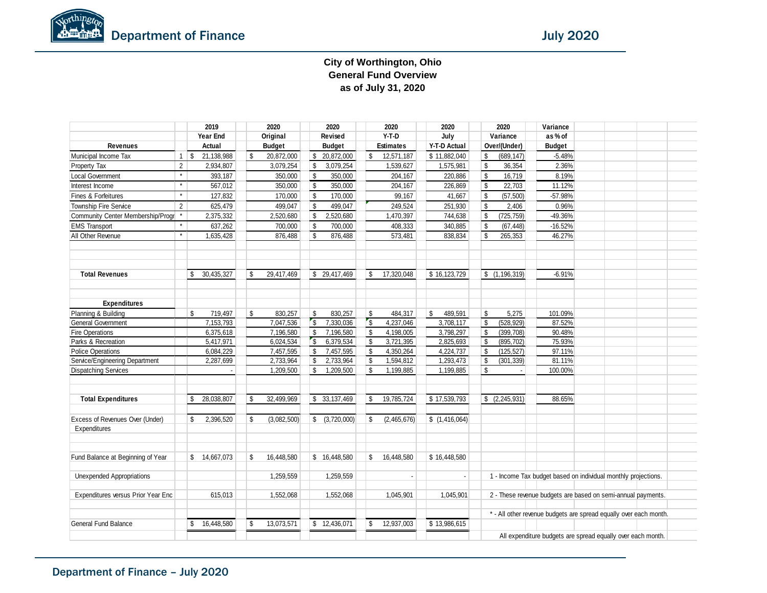## City of Worthington, Ohio
## General Fund Overview
## as of July 31, 2020

| Revenues | | 2019 Year End Actual | 2020 Original Budget | 2020 Revised Budget | 2020 Y-T-D Estimates | 2020 July Y-T-D Actual | 2020 Variance Over/(Under) | Variance as % of Budget |
|---|---|---|---|---|---|---|---|---|
| Municipal Income Tax | 1 | $ 21,138,988 | $ 20,872,000 | $ 20,872,000 | $ 12,571,187 | $ 11,882,040 | $ (689,147) | -5.48% |
| Property Tax | 2 | 2,934,807 | 3,079,254 | $ 3,079,254 | 1,539,627 | 1,575,981 | $ 36,354 | 2.36% |
| Local Government | * | 393,187 | 350,000 | $ 350,000 | 204,167 | 220,886 | $ 16,719 | 8.19% |
| Interest Income | * | 567,012 | 350,000 | $ 350,000 | 204,167 | 226,869 | $ 22,703 | 11.12% |
| Fines & Forfeitures | * | 127,832 | 170,000 | $ 170,000 | 99,167 | 41,667 | $ (57,500) | -57.98% |
| Township Fire Service | 2 | 625,479 | 499,047 | $ 499,047 | 249,524 | 251,930 | $ 2,406 | 0.96% |
| Community Center Membership/Progr | * | 2,375,332 | 2,520,680 | $ 2,520,680 | 1,470,397 | 744,638 | $ (725,759) | -49.36% |
| EMS Transport | * | 637,262 | 700,000 | $ 700,000 | 408,333 | 340,885 | $ (67,448) | -16.52% |
| All Other Revenue | * | 1,635,428 | 876,488 | $ 876,488 | 573,481 | 838,834 | $ 265,353 | 46.27% |
| **Total Revenues** | | $ 30,435,327 | $ 29,417,469 | $ 29,417,469 | $ 17,320,048 | $ 16,123,729 | $ (1,196,319) | -6.91% |
| **Expenditures** | | | | | | | | |
| Planning & Building | | $ 719,497 | $ 830,257 | $ 830,257 | $ 484,317 | $ 489,591 | $ 5,275 | 101.09% |
| General Government | | 7,153,793 | 7,047,536 | $ 7,330,036 | $ 4,237,046 | 3,708,117 | $ (528,929) | 87.52% |
| Fire Operations | | 6,375,618 | 7,196,580 | $ 7,196,580 | $ 4,198,005 | 3,798,297 | $ (399,708) | 90.48% |
| Parks & Recreation | | 5,417,971 | 6,024,534 | $ 6,379,534 | $ 3,721,395 | 2,825,693 | $ (895,702) | 75.93% |
| Police Operations | | 6,084,229 | 7,457,595 | $ 7,457,595 | $ 4,350,264 | 4,224,737 | $ (125,527) | 97.11% |
| Service/Engineering Department | | 2,287,699 | 2,733,964 | $ 2,733,964 | $ 1,594,812 | 1,293,473 | $ (301,339) | 81.11% |
| Dispatching Services | | - | 1,209,500 | $ 1,209,500 | $ 1,199,885 | 1,199,885 | $ - | 100.00% |
| **Total Expenditures** | | $ 28,038,807 | $ 32,499,969 | $ 33,137,469 | $ 19,785,724 | $ 17,539,793 | $ (2,245,931) | 88.65% |
| Excess of Revenues Over (Under) Expenditures | | $ 2,396,520 | $ (3,082,500) | $ (3,720,000) | $ (2,465,676) | $ (1,416,064) | | |
| Fund Balance at Beginning of Year | | $ 14,667,073 | $ 16,448,580 | $ 16,448,580 | $ 16,448,580 | $ 16,448,580 | | |
| Unexpended Appropriations | | | 1,259,559 | 1,259,559 | - | - | | |
| Expenditures versus Prior Year Enc | | 615,013 | 1,552,068 | 1,552,068 | 1,045,901 | 1,045,901 | | |
| General Fund Balance | | $ 16,448,580 | $ 13,073,571 | $ 12,436,071 | $ 12,937,003 | $ 13,986,615 | | |

1 - Income Tax budget based on individual monthly projections.

2 - These revenue budgets are based on semi-annual payments.

* - All other revenue budgets are spread equally over each month.

All expenditure budgets are spread equally over each month.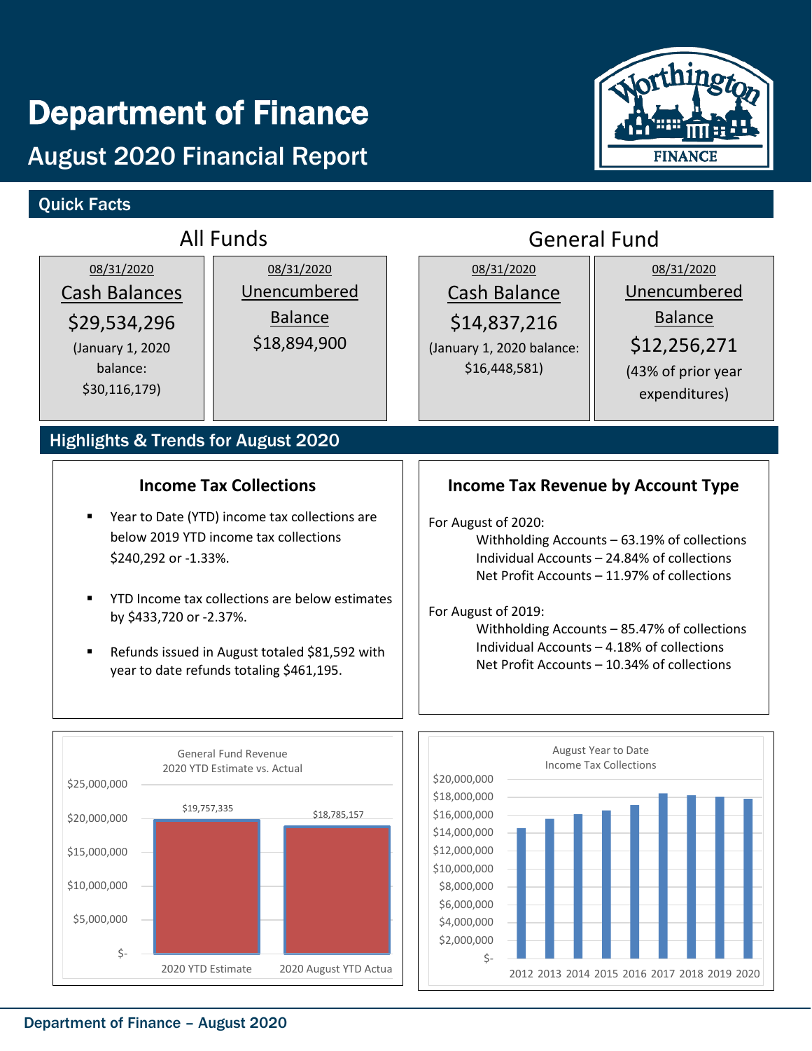# Department of Finance

## August 2020 Financial Report

### Quick Facts

#### All Funds

08/31/2020
Cash Balances
$29,534,296
(January 1, 2020 balance: $30,116,179)

08/31/2020
Unencumbered Balance
$18,894,900

#### General Fund

08/31/2020
Cash Balance
$14,837,216
(January 1, 2020 balance: $16,448,581)

08/31/2020
Unencumbered Balance
$12,256,271
(43% of prior year expenditures)

### Highlights & Trends for August 2020

#### Income Tax Collections

- Year to Date (YTD) income tax collections are below 2019 YTD income tax collections $240,292 or -1.33%.
- YTD Income tax collections are below estimates by $433,720 or -2.37%.
- Refunds issued in August totaled $81,592 with year to date refunds totaling $461,195.

#### Income Tax Revenue by Account Type

For August of 2020:

- Withholding Accounts – 63.19% of collections
- Individual Accounts – 24.84% of collections
- Net Profit Accounts – 11.97% of collections

For August of 2019:

- Withholding Accounts – 85.47% of collections
- Individual Accounts – 4.18% of collections
- Net Profit Accounts – 10.34% of collections

General Fund Revenue
2020 YTD Estimate vs. Actual

| | Amount |
|---|---|
| 2020 YTD Estimate | $19,757,335 |
| 2020 August YTD Actua | $18,785,157 |

August Year to Date
Income Tax Collections

(Bar chart, years 2012–2020; y-axis $- to $20,000,000)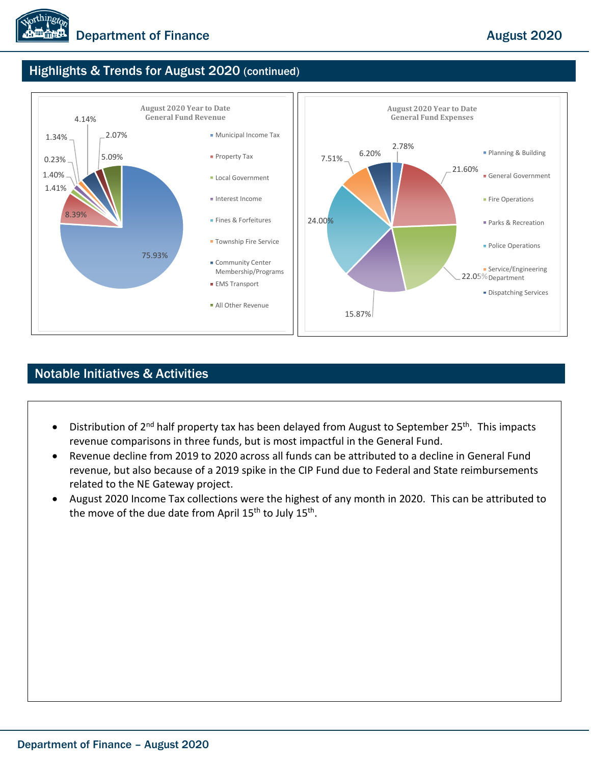## Highlights & Trends for August 2020 (continued)

**August 2020 Year to Date General Fund Revenue**

| Category | Percent |
|---|---|
| Municipal Income Tax | 75.93% |
| Property Tax | 8.39% |
| Local Government | 1.41% |
| Interest Income | 1.40% |
| Fines & Forfeitures | 0.23% |
| Township Fire Service | 1.34% |
| Community Center Membership/Programs | 4.14% |
| EMS Transport | 2.07% |
| All Other Revenue | 5.09% |

**August 2020 Year to Date General Fund Expenses**

| Category | Percent |
|---|---|
| Planning & Building | 2.78% |
| General Government | 21.60% |
| Fire Operations | 22.05% |
| Parks & Recreation | 15.87% |
| Police Operations | 24.00% |
| Service/Engineering Department | 7.51% |
| Dispatching Services | 6.20% |

## Notable Initiatives & Activities

- Distribution of 2nd half property tax has been delayed from August to September 25th. This impacts revenue comparisons in three funds, but is most impactful in the General Fund.
- Revenue decline from 2019 to 2020 across all funds can be attributed to a decline in General Fund revenue, but also because of a 2019 spike in the CIP Fund due to Federal and State reimbursements related to the NE Gateway project.
- August 2020 Income Tax collections were the highest of any month in 2020. This can be attributed to the move of the due date from April 15th to July 15th.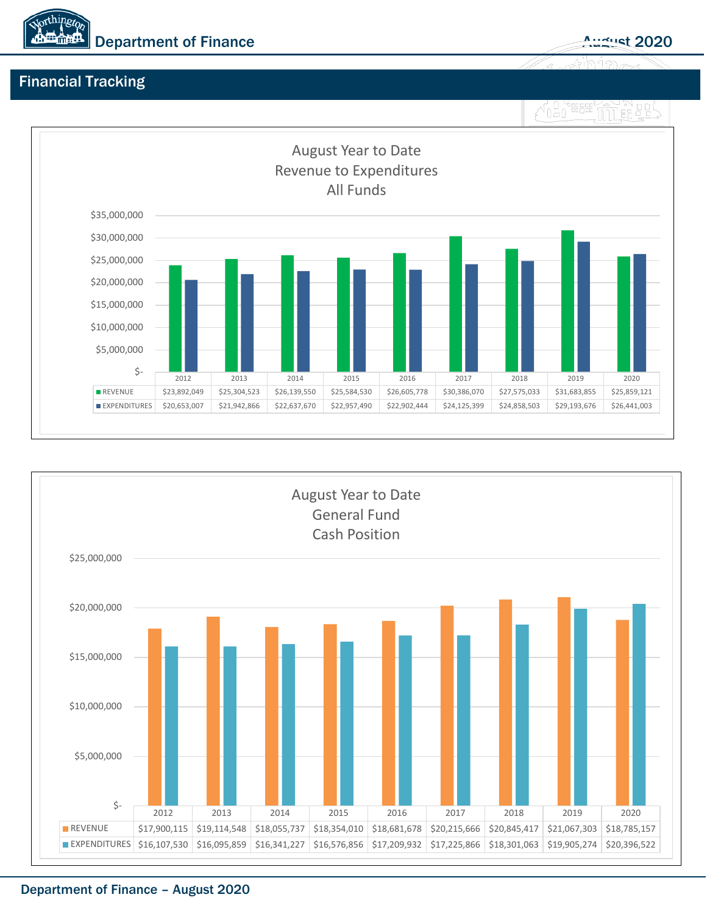## Financial Tracking

### August Year to Date
### Revenue to Expenditures
### All Funds

| | 2012 | 2013 | 2014 | 2015 | 2016 | 2017 | 2018 | 2019 | 2020 |
|---|---|---|---|---|---|---|---|---|---|
| REVENUE | $23,892,049 | $25,304,523 | $26,139,550 | $25,584,530 | $26,605,778 | $30,386,070 | $27,575,033 | $31,683,855 | $25,859,121 |
| EXPENDITURES | $20,653,007 | $21,942,866 | $22,637,670 | $22,957,490 | $22,902,444 | $24,125,399 | $24,858,503 | $29,193,676 | $26,441,003 |

### August Year to Date
### General Fund
### Cash Position

| | 2012 | 2013 | 2014 | 2015 | 2016 | 2017 | 2018 | 2019 | 2020 |
|---|---|---|---|---|---|---|---|---|---|
| REVENUE | $17,900,115 | $19,114,548 | $18,055,737 | $18,354,010 | $18,681,678 | $20,215,666 | $20,845,417 | $21,067,303 | $18,785,157 |
| EXPENDITURES | $16,107,530 | $16,095,859 | $16,341,227 | $16,576,856 | $17,209,932 | $17,225,866 | $18,301,063 | $19,905,274 | $20,396,522 |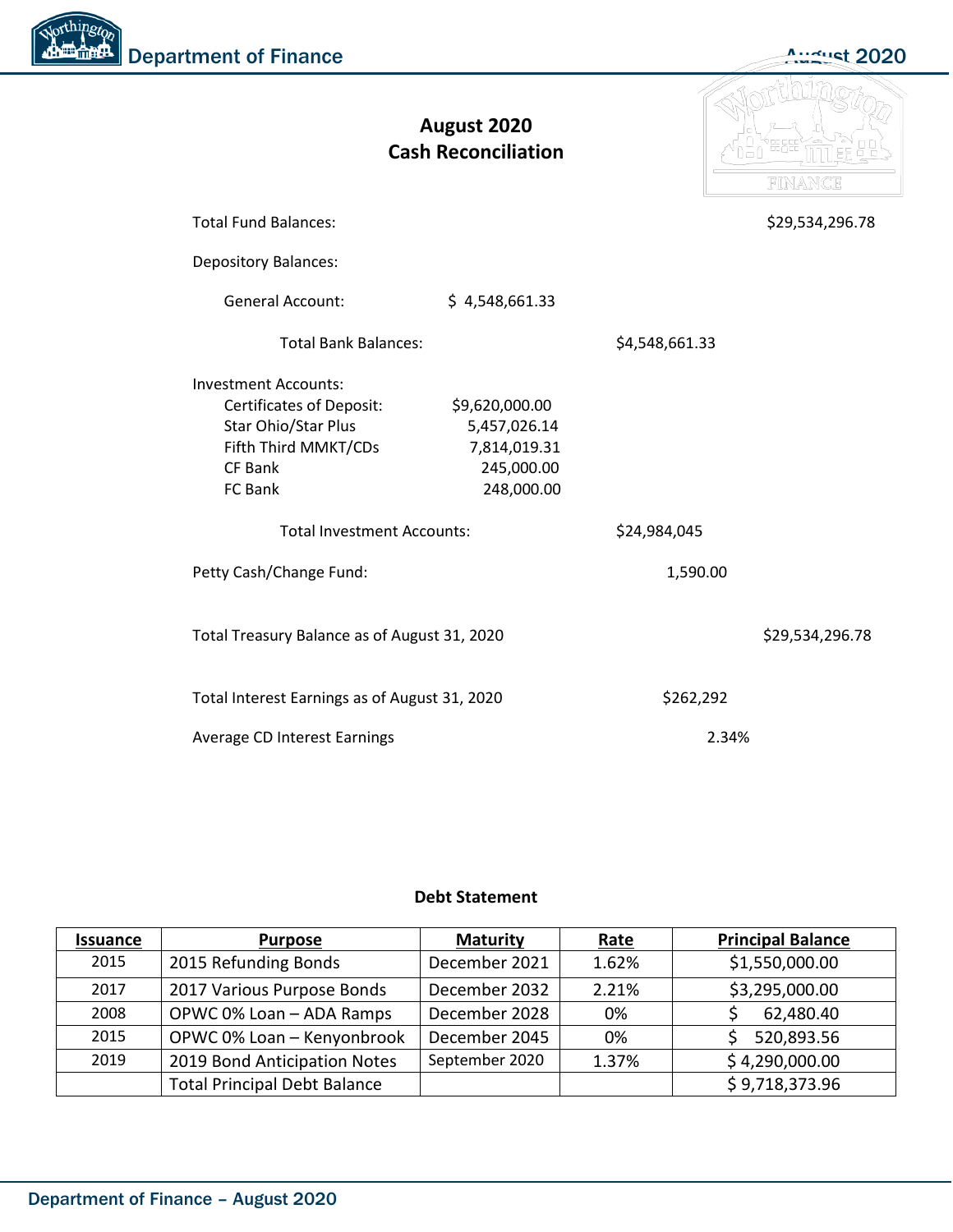# August 2020
# Cash Reconciliation

| | | | |
|---|---|---|---|
| Total Fund Balances: | | | $29,534,296.78 |
| Depository Balances: | | | |
| General Account: | $ 4,548,661.33 | | |
| Total Bank Balances: | | $4,548,661.33 | |
| Investment Accounts: | | | |
| Certificates of Deposit: | $9,620,000.00 | | |
| Star Ohio/Star Plus | 5,457,026.14 | | |
| Fifth Third MMKT/CDs | 7,814,019.31 | | |
| CF Bank | 245,000.00 | | |
| FC Bank | 248,000.00 | | |
| Total Investment Accounts: | | $24,984,045 | |
| Petty Cash/Change Fund: | | 1,590.00 | |
| Total Treasury Balance as of August 31, 2020 | | | $29,534,296.78 |
| Total Interest Earnings as of August 31, 2020 | | $262,292 | |
| Average CD Interest Earnings | | 2.34% | |

## Debt Statement

| Issuance | Purpose | Maturity | Rate | Principal Balance |
|---|---|---|---|---|
| 2015 | 2015 Refunding Bonds | December 2021 | 1.62% | $1,550,000.00 |
| 2017 | 2017 Various Purpose Bonds | December 2032 | 2.21% | $3,295,000.00 |
| 2008 | OPWC 0% Loan – ADA Ramps | December 2028 | 0% | $ 62,480.40 |
| 2015 | OPWC 0% Loan – Kenyonbrook | December 2045 | 0% | $ 520,893.56 |
| 2019 | 2019 Bond Anticipation Notes | September 2020 | 1.37% | $ 4,290,000.00 |
| | Total Principal Debt Balance | | | $ 9,718,373.96 |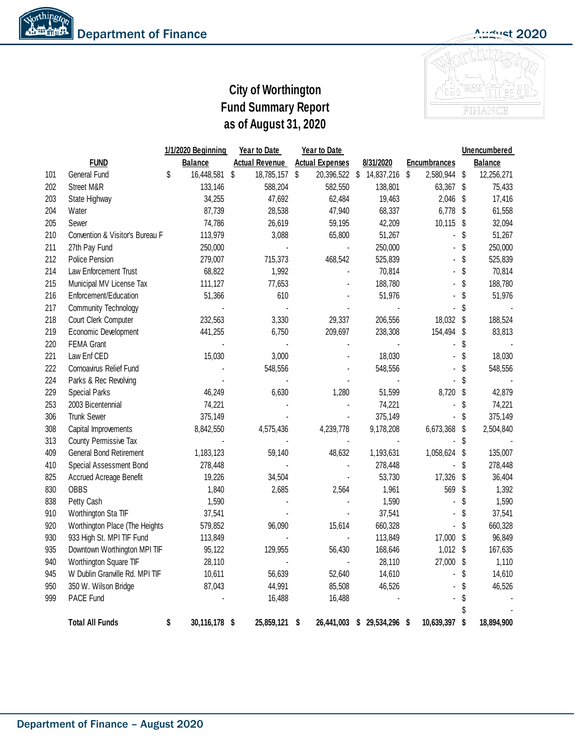# City of Worthington
## Fund Summary Report
## as of August 31, 2020

| | FUND | 1/1/2020 Beginning Balance | Year to Date Actual Revenue | Year to Date Actual Expenses | 8/31/2020 | Encumbrances | Unencumbered Balance |
|---|---|---|---|---|---|---|---|
| 101 | General Fund | $ 16,448,581 | $ 18,785,157 | $ 20,396,522 | $ 14,837,216 | $ 2,580,944 | $ 12,256,271 |
| 202 | Street M&R | 133,146 | 588,204 | 582,550 | 138,801 | 63,367 | $ 75,433 |
| 203 | State Highway | 34,255 | 47,692 | 62,484 | 19,463 | 2,046 | $ 17,416 |
| 204 | Water | 87,739 | 28,538 | 47,940 | 68,337 | 6,778 | $ 61,558 |
| 205 | Sewer | 74,786 | 26,619 | 59,195 | 42,209 | 10,115 | $ 32,094 |
| 210 | Convention & Visitor's Bureau F | 113,979 | 3,088 | 65,800 | 51,267 | - | $ 51,267 |
| 211 | 27th Pay Fund | 250,000 | - | - | 250,000 | - | $ 250,000 |
| 212 | Police Pension | 279,007 | 715,373 | 468,542 | 525,839 | - | $ 525,839 |
| 214 | Law Enforcement Trust | 68,822 | 1,992 | - | 70,814 | - | $ 70,814 |
| 215 | Municipal MV License Tax | 111,127 | 77,653 | - | 188,780 | - | $ 188,780 |
| 216 | Enforcement/Education | 51,366 | 610 | - | 51,976 | - | $ 51,976 |
| 217 | Community Technology | - | - | - | - | - | $ - |
| 218 | Court Clerk Computer | 232,563 | 3,330 | 29,337 | 206,556 | 18,032 | $ 188,524 |
| 219 | Economic Development | 441,255 | 6,750 | 209,697 | 238,308 | 154,494 | $ 83,813 |
| 220 | FEMA Grant | - | - | - | - | - | $ - |
| 221 | Law Enf CED | 15,030 | 3,000 | - | 18,030 | - | $ 18,030 |
| 222 | Cornoavirus Relief Fund | - | 548,556 | - | 548,556 | - | $ 548,556 |
| 224 | Parks & Rec Revolving | - | - | - | - | - | $ - |
| 229 | Special Parks | 46,249 | 6,630 | 1,280 | 51,599 | 8,720 | $ 42,879 |
| 253 | 2003 Bicentennial | 74,221 | - | - | 74,221 | - | $ 74,221 |
| 306 | Trunk Sewer | 375,149 | - | - | 375,149 | - | $ 375,149 |
| 308 | Capital Improvements | 8,842,550 | 4,575,436 | 4,239,778 | 9,178,208 | 6,673,368 | $ 2,504,840 |
| 313 | County Permissive Tax | - | - | - | - | - | $ - |
| 409 | General Bond Retirement | 1,183,123 | 59,140 | 48,632 | 1,193,631 | 1,058,624 | $ 135,007 |
| 410 | Special Assessment Bond | 278,448 | - | - | 278,448 | - | $ 278,448 |
| 825 | Accrued Acreage Benefit | 19,226 | 34,504 | - | 53,730 | 17,326 | $ 36,404 |
| 830 | OBBS | 1,840 | 2,685 | 2,564 | 1,961 | 569 | $ 1,392 |
| 838 | Petty Cash | 1,590 | - | - | 1,590 | - | $ 1,590 |
| 910 | Worthington Sta TIF | 37,541 | - | - | 37,541 | - | $ 37,541 |
| 920 | Worthington Place (The Heights | 579,852 | 96,090 | 15,614 | 660,328 | - | $ 660,328 |
| 930 | 933 High St. MPI TIF Fund | 113,849 | - | - | 113,849 | 17,000 | $ 96,849 |
| 935 | Downtown Worthington MPI TIF | 95,122 | 129,955 | 56,430 | 168,646 | 1,012 | $ 167,635 |
| 940 | Worthington Square TIF | 28,110 | - | - | 28,110 | 27,000 | $ 1,110 |
| 945 | W Dublin Granville Rd. MPI TIF | 10,611 | 56,639 | 52,640 | 14,610 | - | $ 14,610 |
| 950 | 350 W. Wilson Bridge | 87,043 | 44,991 | 85,508 | 46,526 | - | $ 46,526 |
| 999 | PACE Fund | - | 16,488 | 16,488 | - | - | $ - |
| | | | | | | | $ - |
| | **Total All Funds** | **$ 30,116,178** | **$ 25,859,121** | **$ 26,441,003** | **$ 29,534,296** | **$ 10,639,397** | **$ 18,894,900** |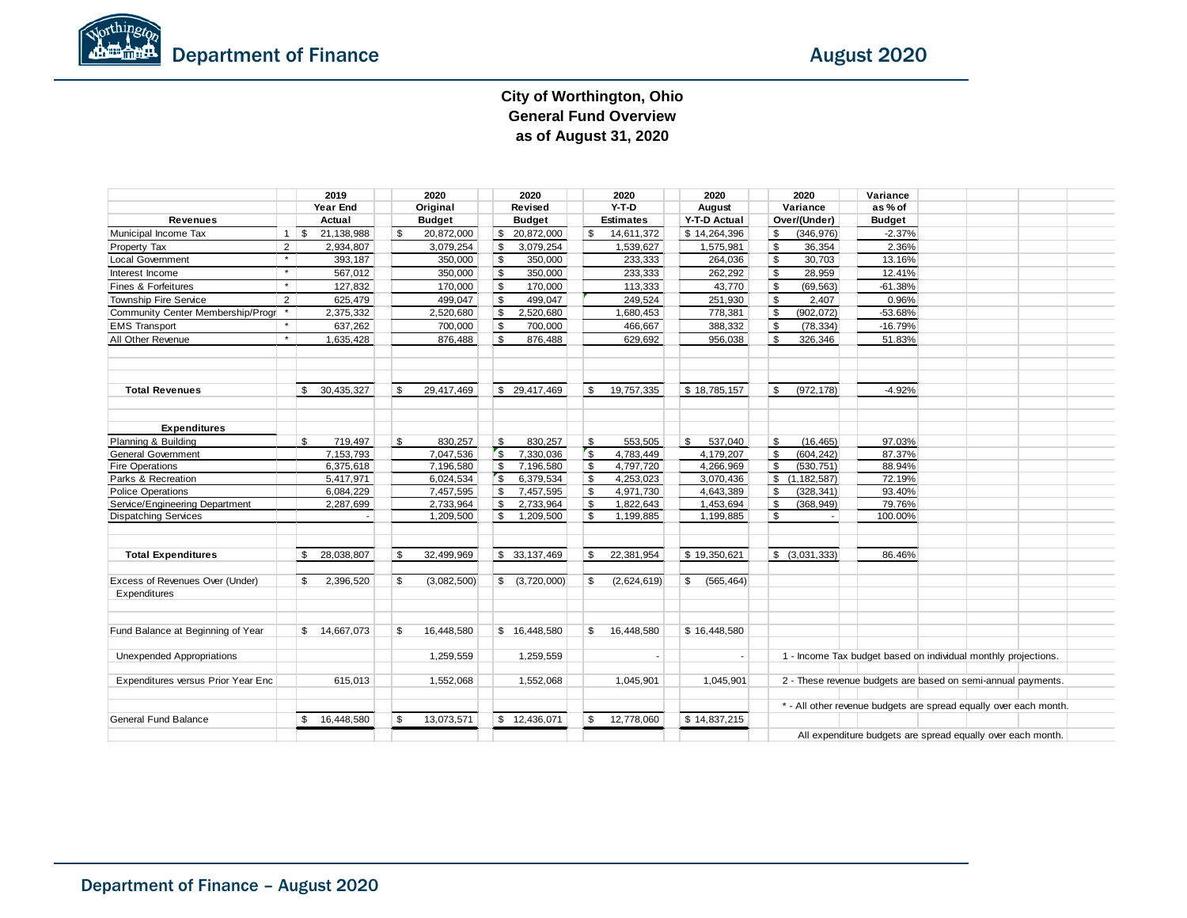# City of Worthington, Ohio
## General Fund Overview
### as of August 31, 2020

| Revenues | | 2019 Year End Actual | 2020 Original Budget | 2020 Revised Budget | 2020 Y-T-D Estimates | 2020 August Y-T-D Actual | 2020 Variance Over/(Under) | Variance as % of Budget |
|---|---|---|---|---|---|---|---|---|
| Municipal Income Tax | 1 | $ 21,138,988 | $ 20,872,000 | $ 20,872,000 | $ 14,611,372 | $ 14,264,396 | $ (346,976) | -2.37% |
| Property Tax | 2 | 2,934,807 | 3,079,254 | $ 3,079,254 | 1,539,627 | 1,575,981 | $ 36,354 | 2.36% |
| Local Government | * | 393,187 | 350,000 | $ 350,000 | 233,333 | 264,036 | $ 30,703 | 13.16% |
| Interest Income | * | 567,012 | 350,000 | $ 350,000 | 233,333 | 262,292 | $ 28,959 | 12.41% |
| Fines & Forfeitures | * | 127,832 | 170,000 | $ 170,000 | 113,333 | 43,770 | $ (69,563) | -61.38% |
| Township Fire Service | 2 | 625,479 | 499,047 | $ 499,047 | 249,524 | 251,930 | $ 2,407 | 0.96% |
| Community Center Membership/Progr | * | 2,375,332 | 2,520,680 | $ 2,520,680 | 1,680,453 | 778,381 | $ (902,072) | -53.68% |
| EMS Transport | * | 637,262 | 700,000 | $ 700,000 | 466,667 | 388,332 | $ (78,334) | -16.79% |
| All Other Revenue | * | 1,635,428 | 876,488 | $ 876,488 | 629,692 | 956,038 | $ 326,346 | 51.83% |
| **Total Revenues** | | $ 30,435,327 | $ 29,417,469 | $ 29,417,469 | $ 19,757,335 | $ 18,785,157 | $ (972,178) | -4.92% |
| **Expenditures** | | | | | | | | |
| Planning & Building | | $ 719,497 | $ 830,257 | $ 830,257 | $ 553,505 | $ 537,040 | $ (16,465) | 97.03% |
| General Government | | 7,153,793 | 7,047,536 | $ 7,330,036 | $ 4,783,449 | 4,179,207 | $ (604,242) | 87.37% |
| Fire Operations | | 6,375,618 | 7,196,580 | $ 7,196,580 | $ 4,797,720 | 4,266,969 | $ (530,751) | 88.94% |
| Parks & Recreation | | 5,417,971 | 6,024,534 | $ 6,379,534 | $ 4,253,023 | 3,070,436 | $ (1,182,587) | 72.19% |
| Police Operations | | 6,084,229 | 7,457,595 | $ 7,457,595 | $ 4,971,730 | 4,643,389 | $ (328,341) | 93.40% |
| Service/Engineering Department | | 2,287,699 | 2,733,964 | $ 2,733,964 | $ 1,822,643 | 1,453,694 | $ (368,949) | 79.76% |
| Dispatching Services | | - | 1,209,500 | $ 1,209,500 | $ 1,199,885 | 1,199,885 | $ - | 100.00% |
| **Total Expenditures** | | $ 28,038,807 | $ 32,499,969 | $ 33,137,469 | $ 22,381,954 | $ 19,350,621 | $ (3,031,333) | 86.46% |
| Excess of Revenues Over (Under) Expenditures | | $ 2,396,520 | $ (3,082,500) | $ (3,720,000) | $ (2,624,619) | $ (565,464) | | |
| Fund Balance at Beginning of Year | | $ 14,667,073 | $ 16,448,580 | $ 16,448,580 | $ 16,448,580 | $ 16,448,580 | | |
| Unexpended Appropriations | | | 1,259,559 | 1,259,559 | - | - | | |
| Expenditures versus Prior Year Enc | | 615,013 | 1,552,068 | 1,552,068 | 1,045,901 | 1,045,901 | | |
| General Fund Balance | | $ 16,448,580 | $ 13,073,571 | $ 12,436,071 | $ 12,778,060 | $ 14,837,215 | | |

1 - Income Tax budget based on individual monthly projections.

2 - These revenue budgets are based on semi-annual payments.

* - All other revenue budgets are spread equally over each month.

All expenditure budgets are spread equally over each month.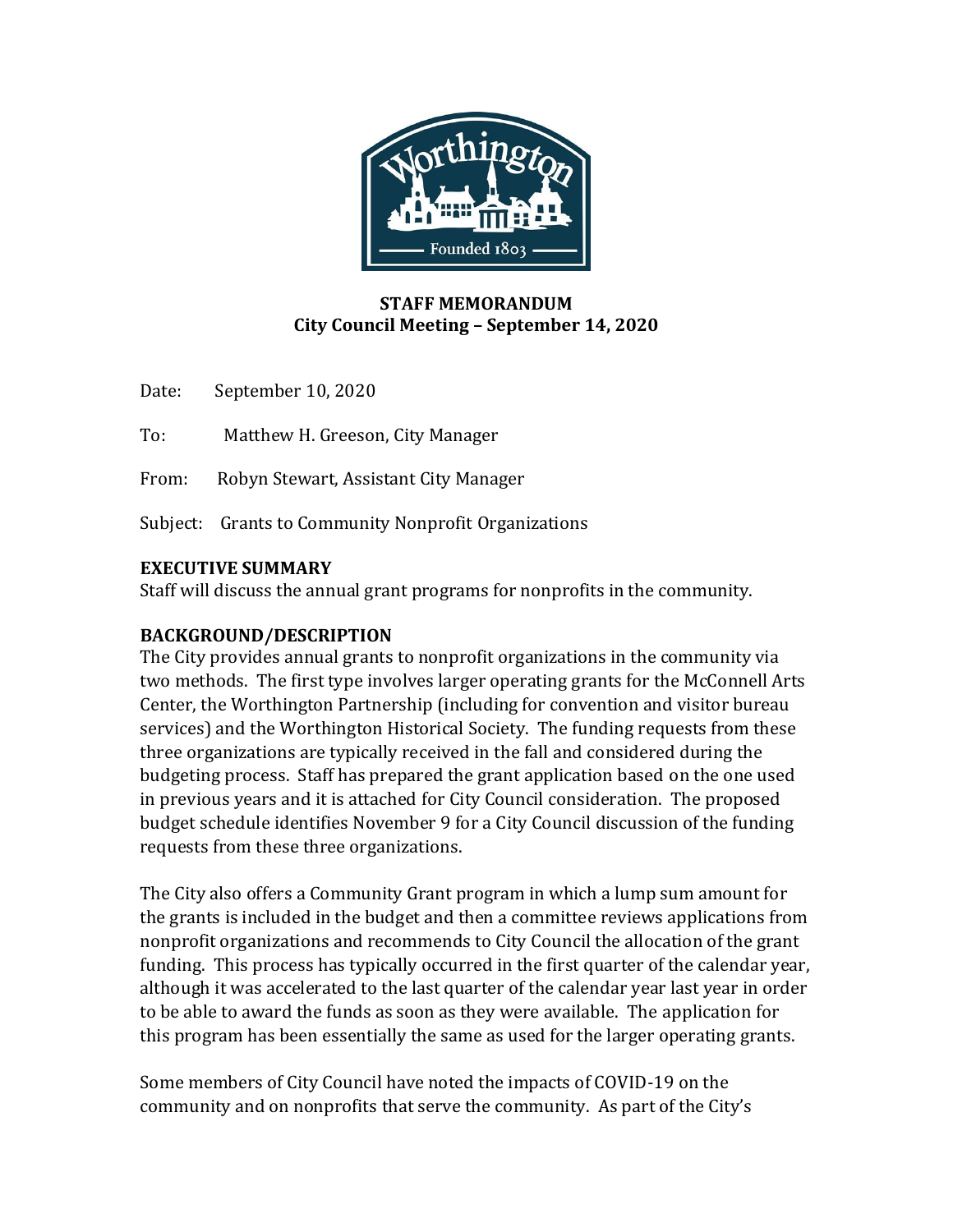**STAFF MEMORANDUM**
**City Council Meeting – September 14, 2020**

Date: September 10, 2020

To: Matthew H. Greeson, City Manager

From: Robyn Stewart, Assistant City Manager

Subject: Grants to Community Nonprofit Organizations

## EXECUTIVE SUMMARY

Staff will discuss the annual grant programs for nonprofits in the community.

## BACKGROUND/DESCRIPTION

The City provides annual grants to nonprofit organizations in the community via two methods. The first type involves larger operating grants for the McConnell Arts Center, the Worthington Partnership (including for convention and visitor bureau services) and the Worthington Historical Society. The funding requests from these three organizations are typically received in the fall and considered during the budgeting process. Staff has prepared the grant application based on the one used in previous years and it is attached for City Council consideration. The proposed budget schedule identifies November 9 for a City Council discussion of the funding requests from these three organizations.

The City also offers a Community Grant program in which a lump sum amount for the grants is included in the budget and then a committee reviews applications from nonprofit organizations and recommends to City Council the allocation of the grant funding. This process has typically occurred in the first quarter of the calendar year, although it was accelerated to the last quarter of the calendar year last year in order to be able to award the funds as soon as they were available. The application for this program has been essentially the same as used for the larger operating grants.

Some members of City Council have noted the impacts of COVID-19 on the community and on nonprofits that serve the community. As part of the City's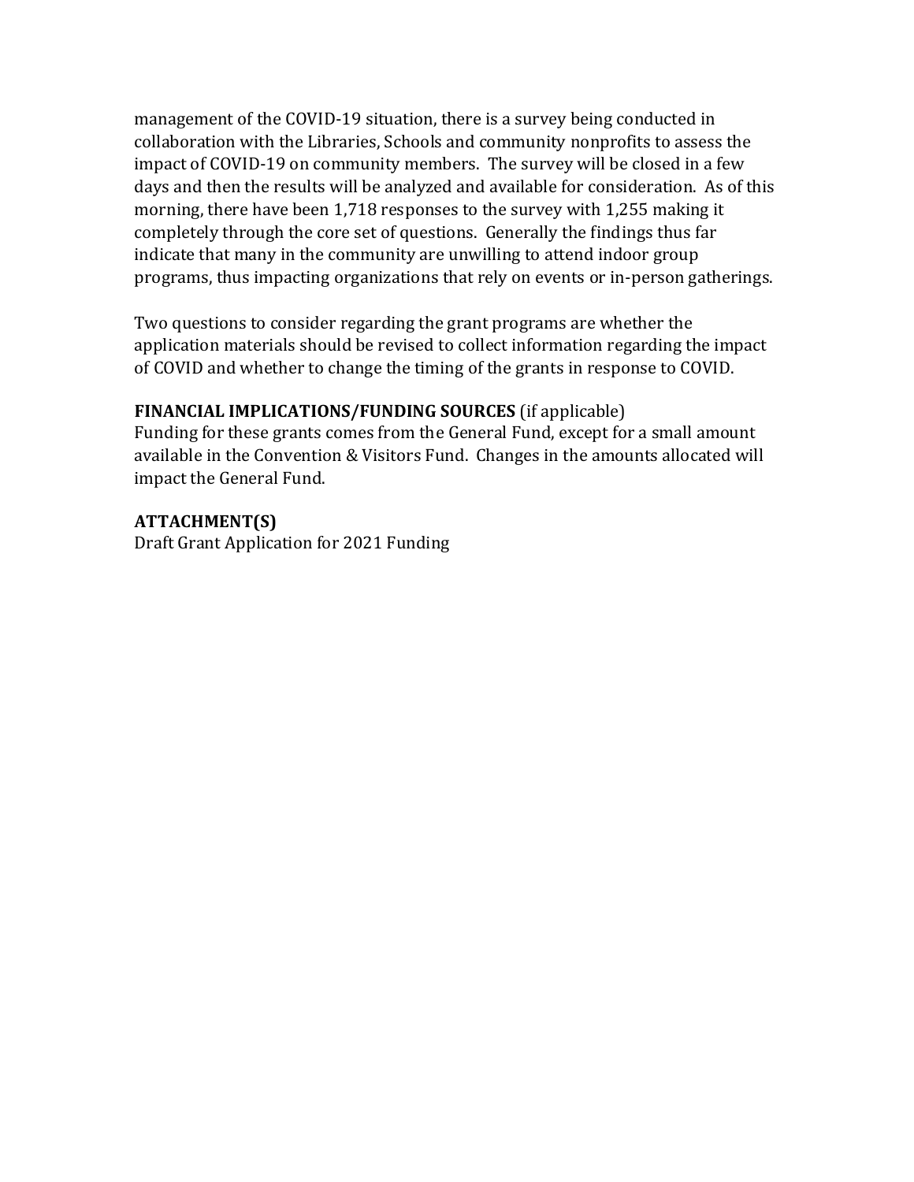management of the COVID-19 situation, there is a survey being conducted in collaboration with the Libraries, Schools and community nonprofits to assess the impact of COVID-19 on community members. The survey will be closed in a few days and then the results will be analyzed and available for consideration. As of this morning, there have been 1,718 responses to the survey with 1,255 making it completely through the core set of questions. Generally the findings thus far indicate that many in the community are unwilling to attend indoor group programs, thus impacting organizations that rely on events or in-person gatherings.

Two questions to consider regarding the grant programs are whether the application materials should be revised to collect information regarding the impact of COVID and whether to change the timing of the grants in response to COVID.

**FINANCIAL IMPLICATIONS/FUNDING SOURCES** (if applicable)
Funding for these grants comes from the General Fund, except for a small amount available in the Convention & Visitors Fund. Changes in the amounts allocated will impact the General Fund.

**ATTACHMENT(S)**
Draft Grant Application for 2021 Funding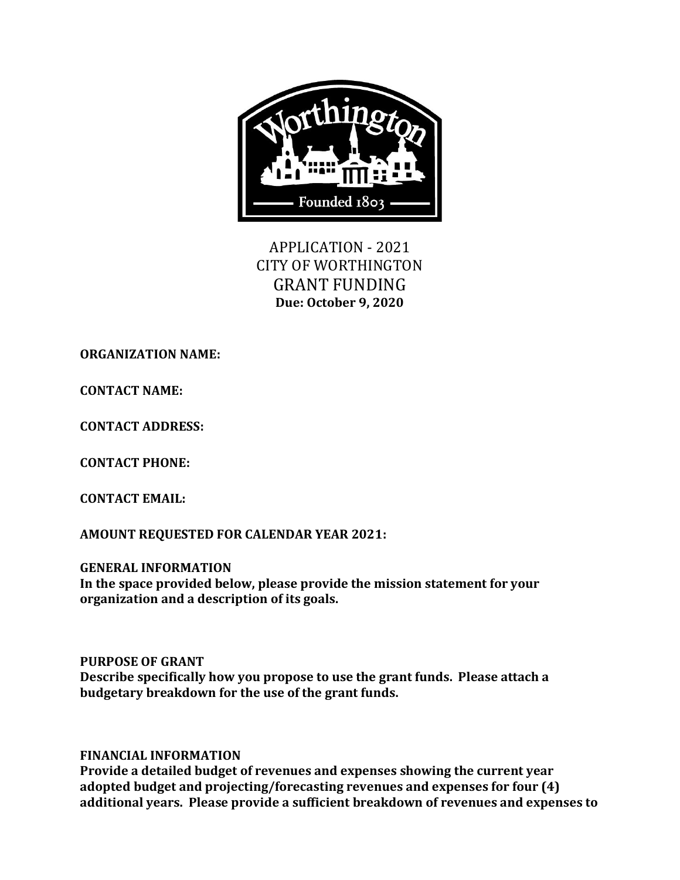APPLICATION - 2021
CITY OF WORTHINGTON
GRANT FUNDING
**Due: October 9, 2020**

**ORGANIZATION NAME:**

**CONTACT NAME:**

**CONTACT ADDRESS:**

**CONTACT PHONE:**

**CONTACT EMAIL:**

**AMOUNT REQUESTED FOR CALENDAR YEAR 2021:**

**GENERAL INFORMATION**
**In the space provided below, please provide the mission statement for your organization and a description of its goals.**

**PURPOSE OF GRANT**
**Describe specifically how you propose to use the grant funds. Please attach a budgetary breakdown for the use of the grant funds.**

**FINANCIAL INFORMATION**
**Provide a detailed budget of revenues and expenses showing the current year adopted budget and projecting/forecasting revenues and expenses for four (4) additional years. Please provide a sufficient breakdown of revenues and expenses to**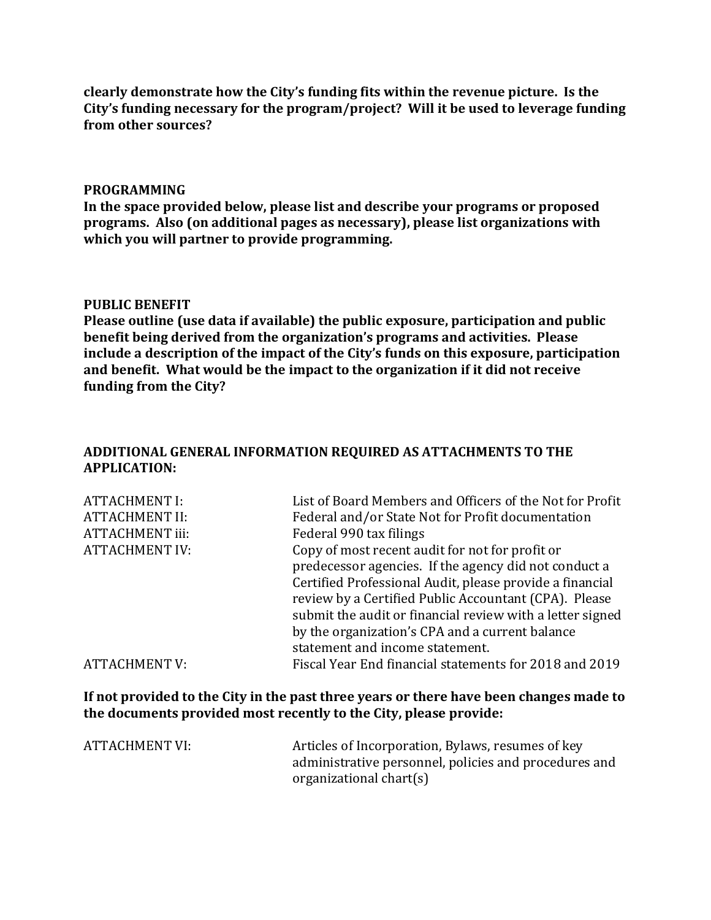**clearly demonstrate how the City's funding fits within the revenue picture. Is the City's funding necessary for the program/project? Will it be used to leverage funding from other sources?**

## PROGRAMMING

**In the space provided below, please list and describe your programs or proposed programs. Also (on additional pages as necessary), please list organizations with which you will partner to provide programming.**

## PUBLIC BENEFIT

**Please outline (use data if available) the public exposure, participation and public benefit being derived from the organization's programs and activities. Please include a description of the impact of the City's funds on this exposure, participation and benefit. What would be the impact to the organization if it did not receive funding from the City?**

## ADDITIONAL GENERAL INFORMATION REQUIRED AS ATTACHMENTS TO THE APPLICATION:

| | |
|---|---|
| ATTACHMENT I: | List of Board Members and Officers of the Not for Profit |
| ATTACHMENT II: | Federal and/or State Not for Profit documentation |
| ATTACHMENT iii: | Federal 990 tax filings |
| ATTACHMENT IV: | Copy of most recent audit for not for profit or predecessor agencies. If the agency did not conduct a Certified Professional Audit, please provide a financial review by a Certified Public Accountant (CPA). Please submit the audit or financial review with a letter signed by the organization's CPA and a current balance statement and income statement. |
| ATTACHMENT V: | Fiscal Year End financial statements for 2018 and 2019 |

**If not provided to the City in the past three years or there have been changes made to the documents provided most recently to the City, please provide:**

| | |
|---|---|
| ATTACHMENT VI: | Articles of Incorporation, Bylaws, resumes of key administrative personnel, policies and procedures and organizational chart(s) |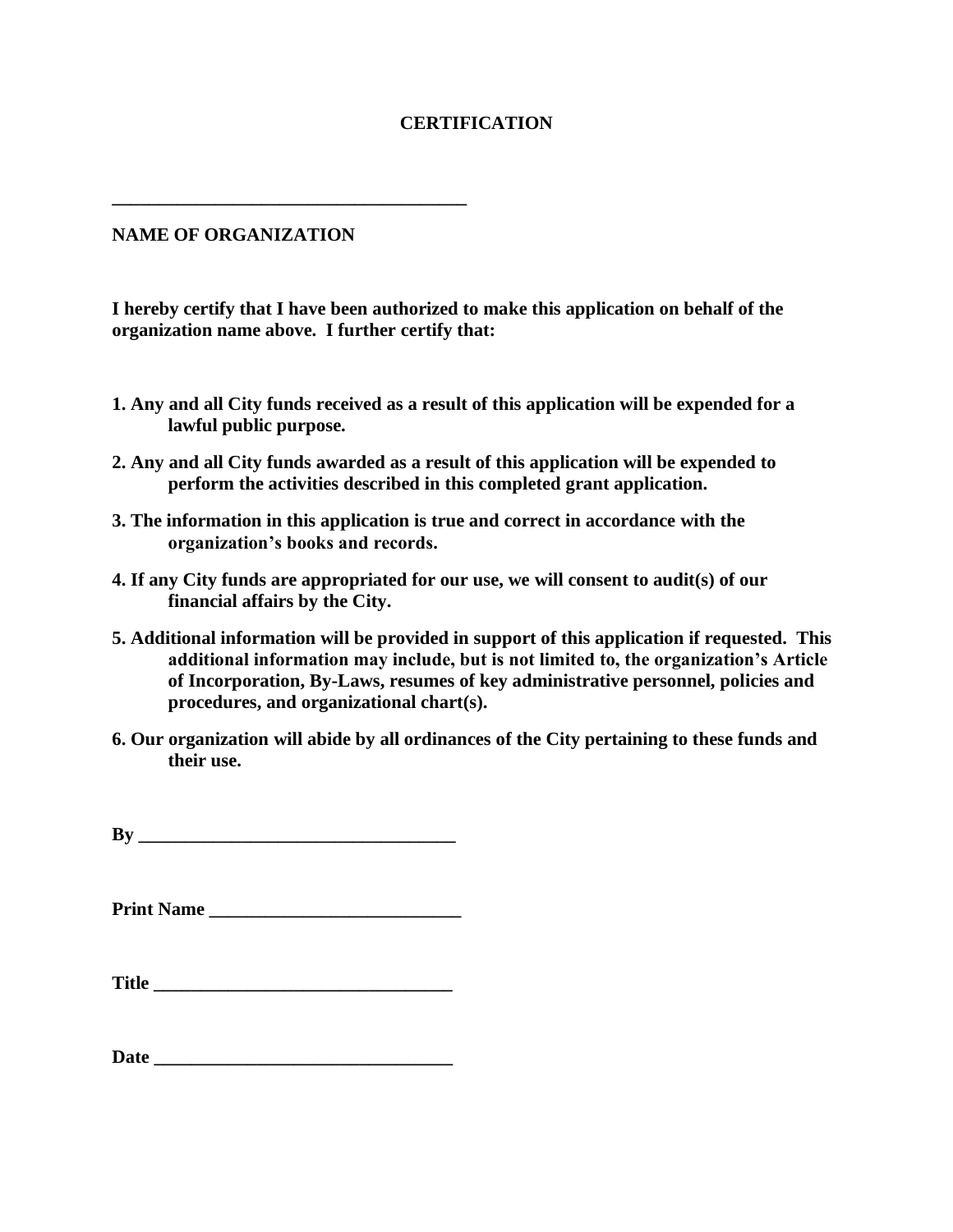# CERTIFICATION

______________________________________

**NAME OF ORGANIZATION**

**I hereby certify that I have been authorized to make this application on behalf of the organization name above. I further certify that:**

1. **Any and all City funds received as a result of this application will be expended for a lawful public purpose.**
2. **Any and all City funds awarded as a result of this application will be expended to perform the activities described in this completed grant application.**
3. **The information in this application is true and correct in accordance with the organization's books and records.**
4. **If any City funds are appropriated for our use, we will consent to audit(s) of our financial affairs by the City.**
5. **Additional information will be provided in support of this application if requested. This additional information may include, but is not limited to, the organization's Article of Incorporation, By-Laws, resumes of key administrative personnel, policies and procedures, and organizational chart(s).**
6. **Our organization will abide by all ordinances of the City pertaining to these funds and their use.**

**By** ___________________________________

**Print Name** ___________________________

**Title** ________________________________

**Date** ________________________________